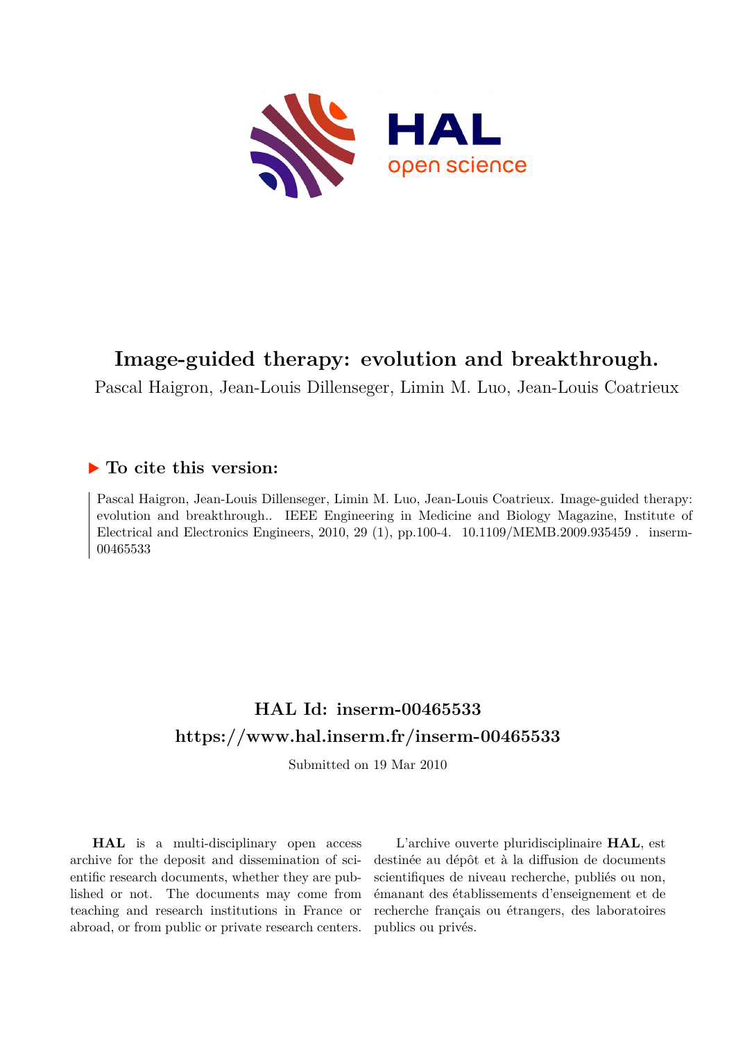# Image-guided therapy: evolution and breakthrough.

Pascal Haigron, Jean-Louis Dillenseger, Limin M. Luo, Jean-Louis Coatrieux

## ▶ To cite this version:

Pascal Haigron, Jean-Louis Dillenseger, Limin M. Luo, Jean-Louis Coatrieux. Image-guided therapy: evolution and breakthrough.. IEEE Engineering in Medicine and Biology Magazine, Institute of Electrical and Electronics Engineers, 2010, 29 (1), pp.100-4. 10.1109/MEMB.2009.935459 . inserm-00465533

## HAL Id: inserm-00465533

## https://www.hal.inserm.fr/inserm-00465533

Submitted on 19 Mar 2010

**HAL** is a multi-disciplinary open access archive for the deposit and dissemination of scientific research documents, whether they are published or not. The documents may come from teaching and research institutions in France or abroad, or from public or private research centers.

L'archive ouverte pluridisciplinaire **HAL**, est destinée au dépôt et à la diffusion de documents scientifiques de niveau recherche, publiés ou non, émanant des établissements d'enseignement et de recherche français ou étrangers, des laboratoires publics ou privés.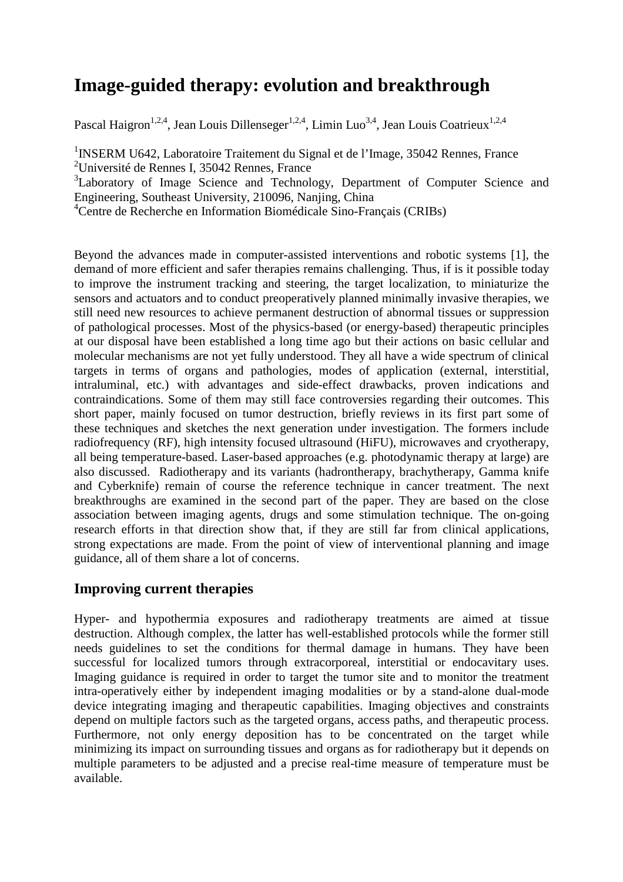# Image-guided therapy: evolution and breakthrough

Pascal Haigron[1,2,4], Jean Louis Dillenseger[1,2,4], Limin Luo[3,4], Jean Louis Coatrieux[1,2,4]

[1]INSERM U642, Laboratoire Traitement du Signal et de l'Image, 35042 Rennes, France
[2]Université de Rennes I, 35042 Rennes, France
[3]Laboratory of Image Science and Technology, Department of Computer Science and Engineering, Southeast University, 210096, Nanjing, China
[4]Centre de Recherche en Information Biomédicale Sino-Français (CRIBs)

Beyond the advances made in computer-assisted interventions and robotic systems [1], the demand of more efficient and safer therapies remains challenging. Thus, if is it possible today to improve the instrument tracking and steering, the target localization, to miniaturize the sensors and actuators and to conduct preoperatively planned minimally invasive therapies, we still need new resources to achieve permanent destruction of abnormal tissues or suppression of pathological processes. Most of the physics-based (or energy-based) therapeutic principles at our disposal have been established a long time ago but their actions on basic cellular and molecular mechanisms are not yet fully understood. They all have a wide spectrum of clinical targets in terms of organs and pathologies, modes of application (external, interstitial, intraluminal, etc.) with advantages and side-effect drawbacks, proven indications and contraindications. Some of them may still face controversies regarding their outcomes. This short paper, mainly focused on tumor destruction, briefly reviews in its first part some of these techniques and sketches the next generation under investigation. The formers include radiofrequency (RF), high intensity focused ultrasound (HiFU), microwaves and cryotherapy, all being temperature-based. Laser-based approaches (e.g. photodynamic therapy at large) are also discussed. Radiotherapy and its variants (hadrontherapy, brachytherapy, Gamma knife and Cyberknife) remain of course the reference technique in cancer treatment. The next breakthroughs are examined in the second part of the paper. They are based on the close association between imaging agents, drugs and some stimulation technique. The on-going research efforts in that direction show that, if they are still far from clinical applications, strong expectations are made. From the point of view of interventional planning and image guidance, all of them share a lot of concerns.

## Improving current therapies

Hyper- and hypothermia exposures and radiotherapy treatments are aimed at tissue destruction. Although complex, the latter has well-established protocols while the former still needs guidelines to set the conditions for thermal damage in humans. They have been successful for localized tumors through extracorporeal, interstitial or endocavitary uses. Imaging guidance is required in order to target the tumor site and to monitor the treatment intra-operatively either by independent imaging modalities or by a stand-alone dual-mode device integrating imaging and therapeutic capabilities. Imaging objectives and constraints depend on multiple factors such as the targeted organs, access paths, and therapeutic process. Furthermore, not only energy deposition has to be concentrated on the target while minimizing its impact on surrounding tissues and organs as for radiotherapy but it depends on multiple parameters to be adjusted and a precise real-time measure of temperature must be available.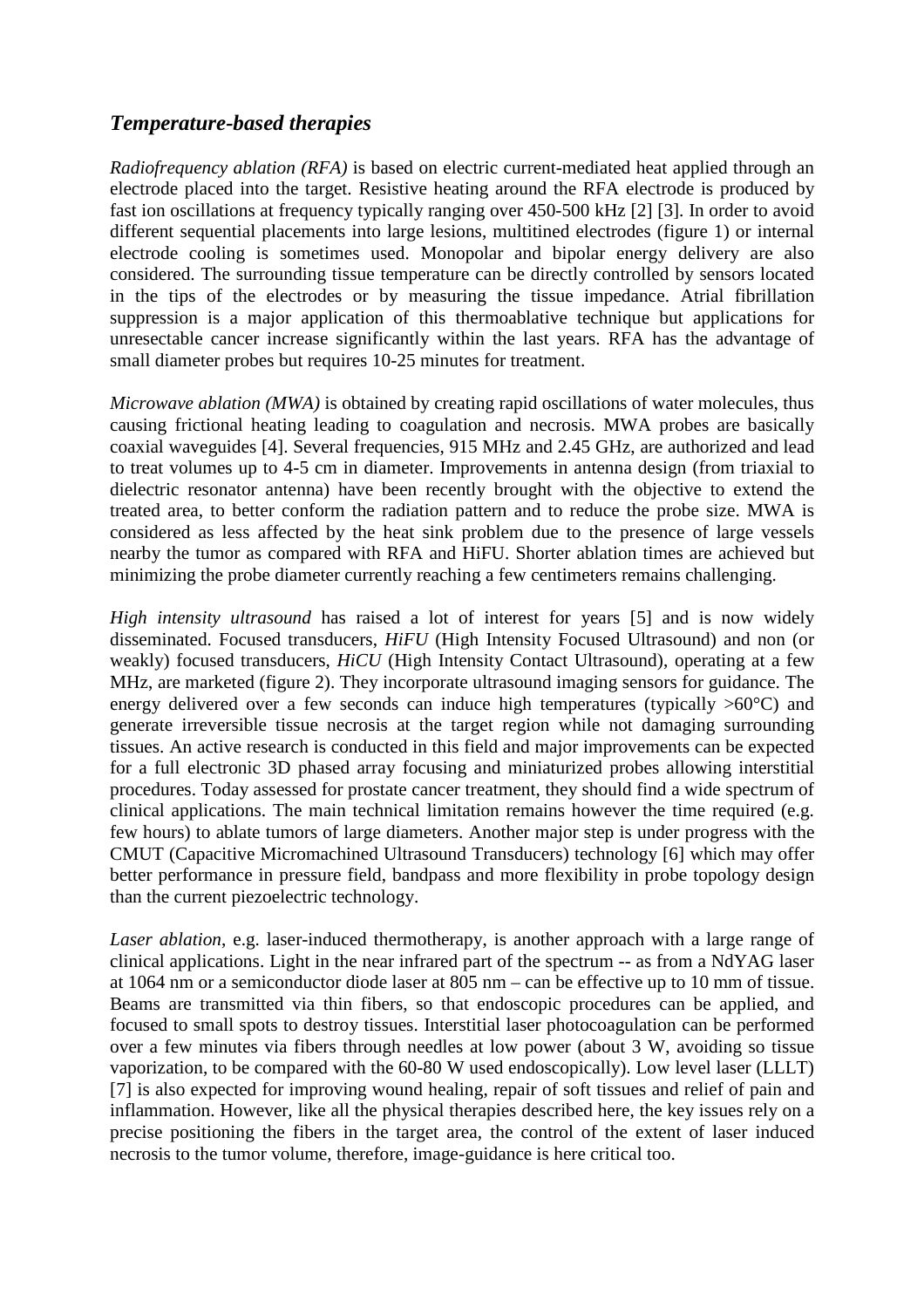## *Temperature-based therapies*

*Radiofrequency ablation (RFA)* is based on electric current-mediated heat applied through an electrode placed into the target. Resistive heating around the RFA electrode is produced by fast ion oscillations at frequency typically ranging over 450-500 kHz [2] [3]. In order to avoid different sequential placements into large lesions, multitined electrodes (figure 1) or internal electrode cooling is sometimes used. Monopolar and bipolar energy delivery are also considered. The surrounding tissue temperature can be directly controlled by sensors located in the tips of the electrodes or by measuring the tissue impedance. Atrial fibrillation suppression is a major application of this thermoablative technique but applications for unresectable cancer increase significantly within the last years. RFA has the advantage of small diameter probes but requires 10-25 minutes for treatment.

*Microwave ablation (MWA)* is obtained by creating rapid oscillations of water molecules, thus causing frictional heating leading to coagulation and necrosis. MWA probes are basically coaxial waveguides [4]. Several frequencies, 915 MHz and 2.45 GHz, are authorized and lead to treat volumes up to 4-5 cm in diameter. Improvements in antenna design (from triaxial to dielectric resonator antenna) have been recently brought with the objective to extend the treated area, to better conform the radiation pattern and to reduce the probe size. MWA is considered as less affected by the heat sink problem due to the presence of large vessels nearby the tumor as compared with RFA and HiFU. Shorter ablation times are achieved but minimizing the probe diameter currently reaching a few centimeters remains challenging.

*High intensity ultrasound* has raised a lot of interest for years [5] and is now widely disseminated. Focused transducers, *HiFU* (High Intensity Focused Ultrasound) and non (or weakly) focused transducers, *HiCU* (High Intensity Contact Ultrasound), operating at a few MHz, are marketed (figure 2). They incorporate ultrasound imaging sensors for guidance. The energy delivered over a few seconds can induce high temperatures (typically >60°C) and generate irreversible tissue necrosis at the target region while not damaging surrounding tissues. An active research is conducted in this field and major improvements can be expected for a full electronic 3D phased array focusing and miniaturized probes allowing interstitial procedures. Today assessed for prostate cancer treatment, they should find a wide spectrum of clinical applications. The main technical limitation remains however the time required (e.g. few hours) to ablate tumors of large diameters. Another major step is under progress with the CMUT (Capacitive Micromachined Ultrasound Transducers) technology [6] which may offer better performance in pressure field, bandpass and more flexibility in probe topology design than the current piezoelectric technology.

*Laser ablation*, e.g. laser-induced thermotherapy, is another approach with a large range of clinical applications. Light in the near infrared part of the spectrum -- as from a NdYAG laser at 1064 nm or a semiconductor diode laser at 805 nm – can be effective up to 10 mm of tissue. Beams are transmitted via thin fibers, so that endoscopic procedures can be applied, and focused to small spots to destroy tissues. Interstitial laser photocoagulation can be performed over a few minutes via fibers through needles at low power (about 3 W, avoiding so tissue vaporization, to be compared with the 60-80 W used endoscopically). Low level laser (LLLT) [7] is also expected for improving wound healing, repair of soft tissues and relief of pain and inflammation. However, like all the physical therapies described here, the key issues rely on a precise positioning the fibers in the target area, the control of the extent of laser induced necrosis to the tumor volume, therefore, image-guidance is here critical too.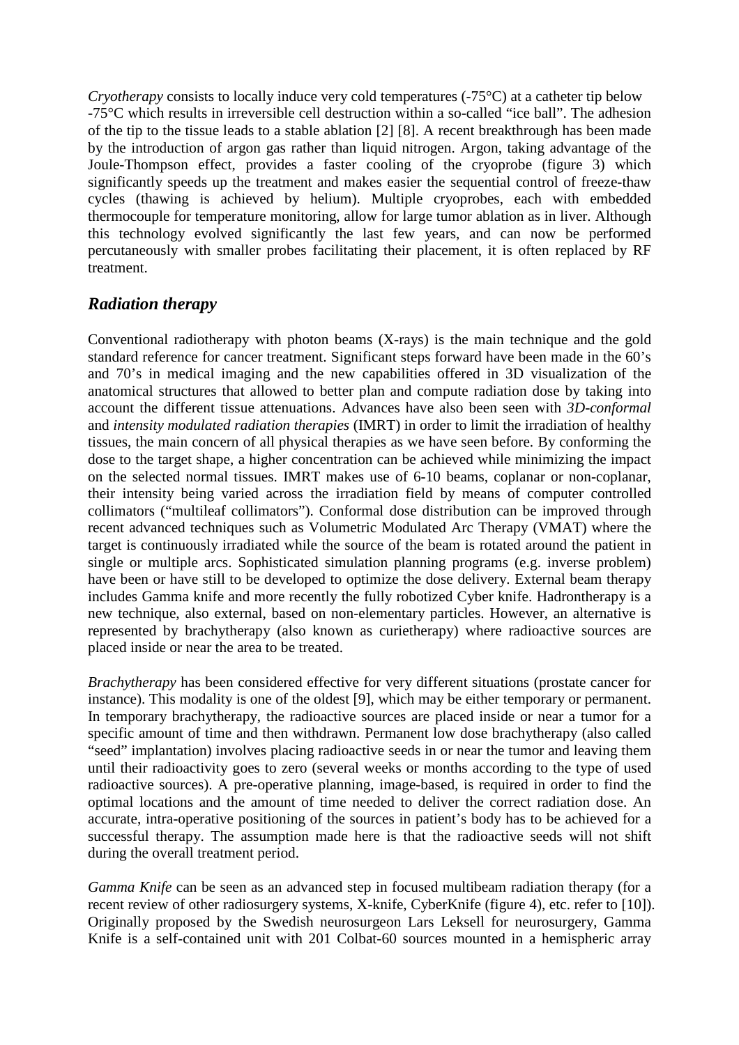*Cryotherapy* consists to locally induce very cold temperatures (-75°C) at a catheter tip below -75°C which results in irreversible cell destruction within a so-called "ice ball". The adhesion of the tip to the tissue leads to a stable ablation [2] [8]. A recent breakthrough has been made by the introduction of argon gas rather than liquid nitrogen. Argon, taking advantage of the Joule-Thompson effect, provides a faster cooling of the cryoprobe (figure 3) which significantly speeds up the treatment and makes easier the sequential control of freeze-thaw cycles (thawing is achieved by helium). Multiple cryoprobes, each with embedded thermocouple for temperature monitoring, allow for large tumor ablation as in liver. Although this technology evolved significantly the last few years, and can now be performed percutaneously with smaller probes facilitating their placement, it is often replaced by RF treatment.

## *Radiation therapy*

Conventional radiotherapy with photon beams (X-rays) is the main technique and the gold standard reference for cancer treatment. Significant steps forward have been made in the 60's and 70's in medical imaging and the new capabilities offered in 3D visualization of the anatomical structures that allowed to better plan and compute radiation dose by taking into account the different tissue attenuations. Advances have also been seen with *3D-conformal* and *intensity modulated radiation therapies* (IMRT) in order to limit the irradiation of healthy tissues, the main concern of all physical therapies as we have seen before. By conforming the dose to the target shape, a higher concentration can be achieved while minimizing the impact on the selected normal tissues. IMRT makes use of 6-10 beams, coplanar or non-coplanar, their intensity being varied across the irradiation field by means of computer controlled collimators ("multileaf collimators"). Conformal dose distribution can be improved through recent advanced techniques such as Volumetric Modulated Arc Therapy (VMAT) where the target is continuously irradiated while the source of the beam is rotated around the patient in single or multiple arcs. Sophisticated simulation planning programs (e.g. inverse problem) have been or have still to be developed to optimize the dose delivery. External beam therapy includes Gamma knife and more recently the fully robotized Cyber knife. Hadrontherapy is a new technique, also external, based on non-elementary particles. However, an alternative is represented by brachytherapy (also known as curietherapy) where radioactive sources are placed inside or near the area to be treated.

*Brachytherapy* has been considered effective for very different situations (prostate cancer for instance). This modality is one of the oldest [9], which may be either temporary or permanent. In temporary brachytherapy, the radioactive sources are placed inside or near a tumor for a specific amount of time and then withdrawn. Permanent low dose brachytherapy (also called "seed" implantation) involves placing radioactive seeds in or near the tumor and leaving them until their radioactivity goes to zero (several weeks or months according to the type of used radioactive sources). A pre-operative planning, image-based, is required in order to find the optimal locations and the amount of time needed to deliver the correct radiation dose. An accurate, intra-operative positioning of the sources in patient's body has to be achieved for a successful therapy. The assumption made here is that the radioactive seeds will not shift during the overall treatment period.

*Gamma Knife* can be seen as an advanced step in focused multibeam radiation therapy (for a recent review of other radiosurgery systems, X-knife, CyberKnife (figure 4), etc. refer to [10]). Originally proposed by the Swedish neurosurgeon Lars Leksell for neurosurgery, Gamma Knife is a self-contained unit with 201 Colbat-60 sources mounted in a hemispheric array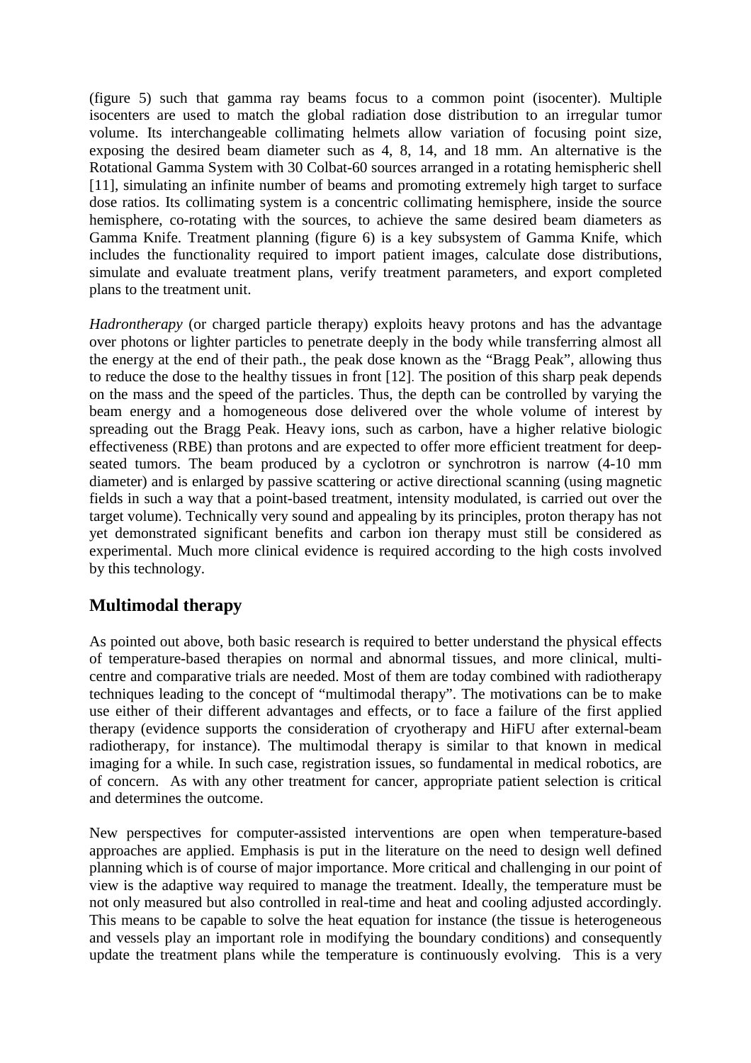(figure 5) such that gamma ray beams focus to a common point (isocenter). Multiple isocenters are used to match the global radiation dose distribution to an irregular tumor volume. Its interchangeable collimating helmets allow variation of focusing point size, exposing the desired beam diameter such as 4, 8, 14, and 18 mm. An alternative is the Rotational Gamma System with 30 Colbat-60 sources arranged in a rotating hemispheric shell [11], simulating an infinite number of beams and promoting extremely high target to surface dose ratios. Its collimating system is a concentric collimating hemisphere, inside the source hemisphere, co-rotating with the sources, to achieve the same desired beam diameters as Gamma Knife. Treatment planning (figure 6) is a key subsystem of Gamma Knife, which includes the functionality required to import patient images, calculate dose distributions, simulate and evaluate treatment plans, verify treatment parameters, and export completed plans to the treatment unit.

*Hadrontherapy* (or charged particle therapy) exploits heavy protons and has the advantage over photons or lighter particles to penetrate deeply in the body while transferring almost all the energy at the end of their path., the peak dose known as the "Bragg Peak", allowing thus to reduce the dose to the healthy tissues in front [12]. The position of this sharp peak depends on the mass and the speed of the particles. Thus, the depth can be controlled by varying the beam energy and a homogeneous dose delivered over the whole volume of interest by spreading out the Bragg Peak. Heavy ions, such as carbon, have a higher relative biologic effectiveness (RBE) than protons and are expected to offer more efficient treatment for deep-seated tumors. The beam produced by a cyclotron or synchrotron is narrow (4-10 mm diameter) and is enlarged by passive scattering or active directional scanning (using magnetic fields in such a way that a point-based treatment, intensity modulated, is carried out over the target volume). Technically very sound and appealing by its principles, proton therapy has not yet demonstrated significant benefits and carbon ion therapy must still be considered as experimental. Much more clinical evidence is required according to the high costs involved by this technology.

## Multimodal therapy

As pointed out above, both basic research is required to better understand the physical effects of temperature-based therapies on normal and abnormal tissues, and more clinical, multi-centre and comparative trials are needed. Most of them are today combined with radiotherapy techniques leading to the concept of "multimodal therapy". The motivations can be to make use either of their different advantages and effects, or to face a failure of the first applied therapy (evidence supports the consideration of cryotherapy and HiFU after external-beam radiotherapy, for instance). The multimodal therapy is similar to that known in medical imaging for a while. In such case, registration issues, so fundamental in medical robotics, are of concern. As with any other treatment for cancer, appropriate patient selection is critical and determines the outcome.

New perspectives for computer-assisted interventions are open when temperature-based approaches are applied. Emphasis is put in the literature on the need to design well defined planning which is of course of major importance. More critical and challenging in our point of view is the adaptive way required to manage the treatment. Ideally, the temperature must be not only measured but also controlled in real-time and heat and cooling adjusted accordingly. This means to be capable to solve the heat equation for instance (the tissue is heterogeneous and vessels play an important role in modifying the boundary conditions) and consequently update the treatment plans while the temperature is continuously evolving. This is a very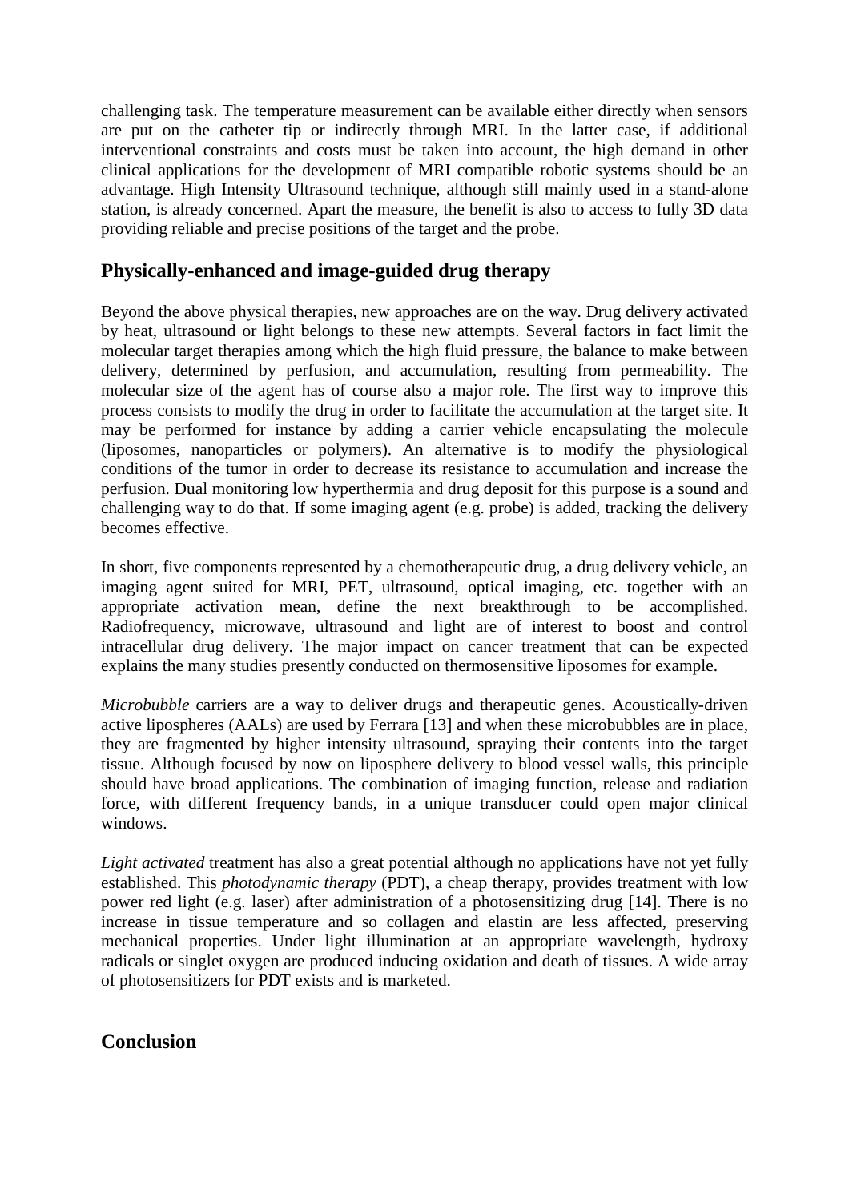challenging task. The temperature measurement can be available either directly when sensors are put on the catheter tip or indirectly through MRI. In the latter case, if additional interventional constraints and costs must be taken into account, the high demand in other clinical applications for the development of MRI compatible robotic systems should be an advantage. High Intensity Ultrasound technique, although still mainly used in a stand-alone station, is already concerned. Apart the measure, the benefit is also to access to fully 3D data providing reliable and precise positions of the target and the probe.

## Physically-enhanced and image-guided drug therapy

Beyond the above physical therapies, new approaches are on the way. Drug delivery activated by heat, ultrasound or light belongs to these new attempts. Several factors in fact limit the molecular target therapies among which the high fluid pressure, the balance to make between delivery, determined by perfusion, and accumulation, resulting from permeability. The molecular size of the agent has of course also a major role. The first way to improve this process consists to modify the drug in order to facilitate the accumulation at the target site. It may be performed for instance by adding a carrier vehicle encapsulating the molecule (liposomes, nanoparticles or polymers). An alternative is to modify the physiological conditions of the tumor in order to decrease its resistance to accumulation and increase the perfusion. Dual monitoring low hyperthermia and drug deposit for this purpose is a sound and challenging way to do that. If some imaging agent (e.g. probe) is added, tracking the delivery becomes effective.

In short, five components represented by a chemotherapeutic drug, a drug delivery vehicle, an imaging agent suited for MRI, PET, ultrasound, optical imaging, etc. together with an appropriate activation mean, define the next breakthrough to be accomplished. Radiofrequency, microwave, ultrasound and light are of interest to boost and control intracellular drug delivery. The major impact on cancer treatment that can be expected explains the many studies presently conducted on thermosensitive liposomes for example.

*Microbubble* carriers are a way to deliver drugs and therapeutic genes. Acoustically-driven active lipospheres (AALs) are used by Ferrara [13] and when these microbubbles are in place, they are fragmented by higher intensity ultrasound, spraying their contents into the target tissue. Although focused by now on liposphere delivery to blood vessel walls, this principle should have broad applications. The combination of imaging function, release and radiation force, with different frequency bands, in a unique transducer could open major clinical windows.

*Light activated* treatment has also a great potential although no applications have not yet fully established. This *photodynamic therapy* (PDT), a cheap therapy, provides treatment with low power red light (e.g. laser) after administration of a photosensitizing drug [14]. There is no increase in tissue temperature and so collagen and elastin are less affected, preserving mechanical properties. Under light illumination at an appropriate wavelength, hydroxy radicals or singlet oxygen are produced inducing oxidation and death of tissues. A wide array of photosensitizers for PDT exists and is marketed.

## Conclusion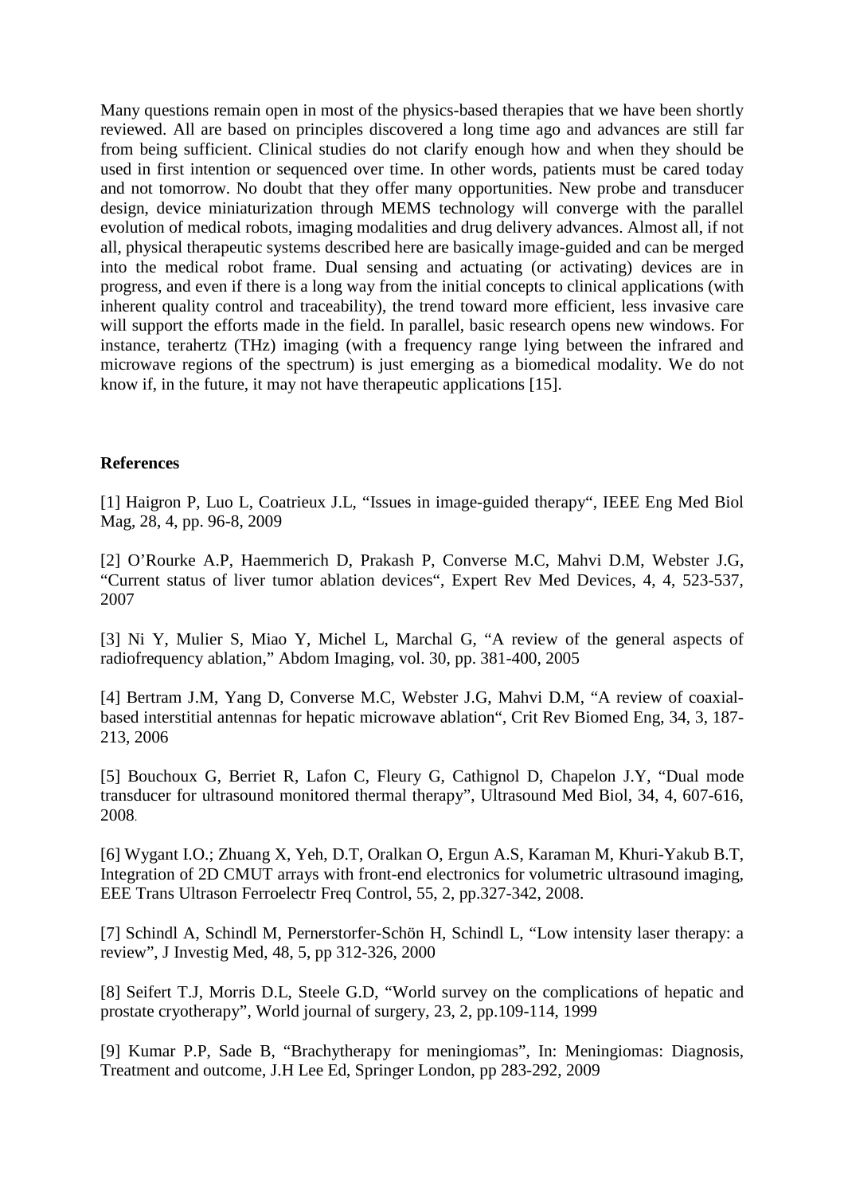Many questions remain open in most of the physics-based therapies that we have been shortly reviewed. All are based on principles discovered a long time ago and advances are still far from being sufficient. Clinical studies do not clarify enough how and when they should be used in first intention or sequenced over time. In other words, patients must be cared today and not tomorrow. No doubt that they offer many opportunities. New probe and transducer design, device miniaturization through MEMS technology will converge with the parallel evolution of medical robots, imaging modalities and drug delivery advances. Almost all, if not all, physical therapeutic systems described here are basically image-guided and can be merged into the medical robot frame. Dual sensing and actuating (or activating) devices are in progress, and even if there is a long way from the initial concepts to clinical applications (with inherent quality control and traceability), the trend toward more efficient, less invasive care will support the efforts made in the field. In parallel, basic research opens new windows. For instance, terahertz (THz) imaging (with a frequency range lying between the infrared and microwave regions of the spectrum) is just emerging as a biomedical modality. We do not know if, in the future, it may not have therapeutic applications [15].

**References**

[1] Haigron P, Luo L, Coatrieux J.L, "Issues in image-guided therapy", IEEE Eng Med Biol Mag, 28, 4, pp. 96-8, 2009

[2] O'Rourke A.P, Haemmerich D, Prakash P, Converse M.C, Mahvi D.M, Webster J.G, "Current status of liver tumor ablation devices", Expert Rev Med Devices, 4, 4, 523-537, 2007

[3] Ni Y, Mulier S, Miao Y, Michel L, Marchal G, "A review of the general aspects of radiofrequency ablation," Abdom Imaging, vol. 30, pp. 381-400, 2005

[4] Bertram J.M, Yang D, Converse M.C, Webster J.G, Mahvi D.M, "A review of coaxial-based interstitial antennas for hepatic microwave ablation", Crit Rev Biomed Eng, 34, 3, 187-213, 2006

[5] Bouchoux G, Berriet R, Lafon C, Fleury G, Cathignol D, Chapelon J.Y, "Dual mode transducer for ultrasound monitored thermal therapy", Ultrasound Med Biol, 34, 4, 607-616, 2008.

[6] Wygant I.O.; Zhuang X, Yeh, D.T, Oralkan O, Ergun A.S, Karaman M, Khuri-Yakub B.T, Integration of 2D CMUT arrays with front-end electronics for volumetric ultrasound imaging, EEE Trans Ultrason Ferroelectr Freq Control, 55, 2, pp.327-342, 2008.

[7] Schindl A, Schindl M, Pernerstorfer-Schön H, Schindl L, "Low intensity laser therapy: a review", J Investig Med, 48, 5, pp 312-326, 2000

[8] Seifert T.J, Morris D.L, Steele G.D, "World survey on the complications of hepatic and prostate cryotherapy", World journal of surgery, 23, 2, pp.109-114, 1999

[9] Kumar P.P, Sade B, "Brachytherapy for meningiomas", In: Meningiomas: Diagnosis, Treatment and outcome, J.H Lee Ed, Springer London, pp 283-292, 2009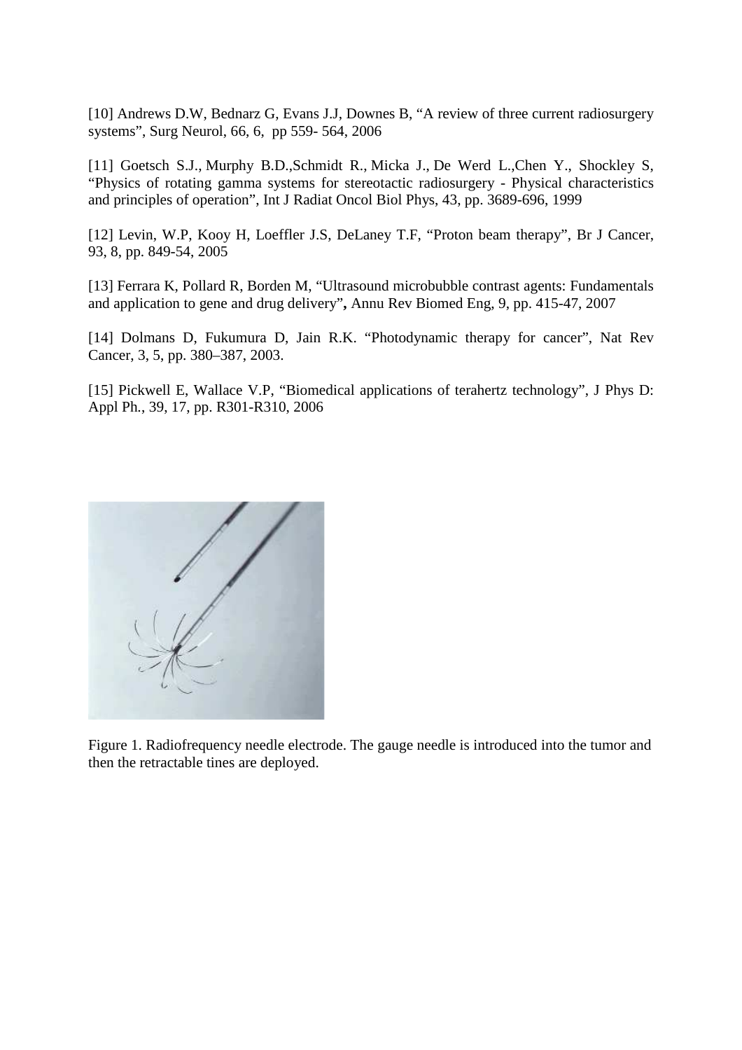[10] Andrews D.W, Bednarz G, Evans J.J, Downes B, "A review of three current radiosurgery systems", Surg Neurol, 66, 6, pp 559- 564, 2006

[11] Goetsch S.J., Murphy B.D.,Schmidt R., Micka J., De Werd L.,Chen Y., Shockley S, "Physics of rotating gamma systems for stereotactic radiosurgery - Physical characteristics and principles of operation", Int J Radiat Oncol Biol Phys, 43, pp. 3689-696, 1999

[12] Levin, W.P, Kooy H, Loeffler J.S, DeLaney T.F, "Proton beam therapy", Br J Cancer, 93, 8, pp. 849-54, 2005

[13] Ferrara K, Pollard R, Borden M, "Ultrasound microbubble contrast agents: Fundamentals and application to gene and drug delivery", Annu Rev Biomed Eng, 9, pp. 415-47, 2007

[14] Dolmans D, Fukumura D, Jain R.K. "Photodynamic therapy for cancer", Nat Rev Cancer, 3, 5, pp. 380–387, 2003.

[15] Pickwell E, Wallace V.P, "Biomedical applications of terahertz technology", J Phys D: Appl Ph., 39, 17, pp. R301-R310, 2006

Figure 1. Radiofrequency needle electrode. The gauge needle is introduced into the tumor and then the retractable tines are deployed.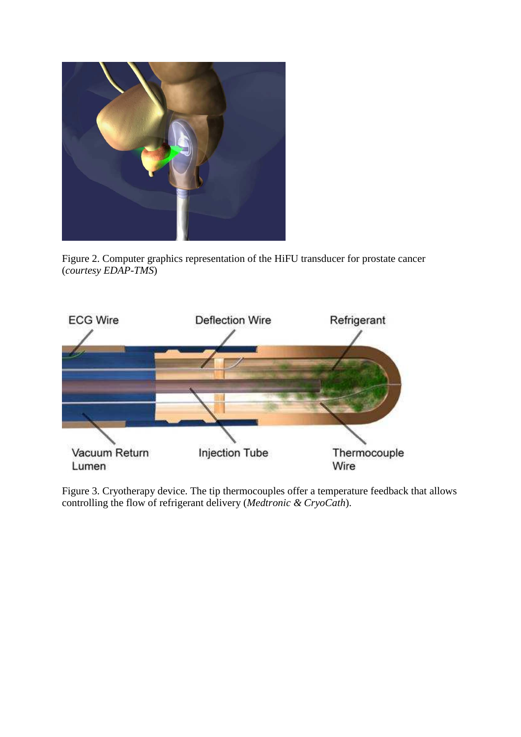Figure 2. Computer graphics representation of the HiFU transducer for prostate cancer (*courtesy EDAP-TMS*)

Figure 3. Cryotherapy device. The tip thermocouples offer a temperature feedback that allows controlling the flow of refrigerant delivery (*Medtronic & CryoCath*).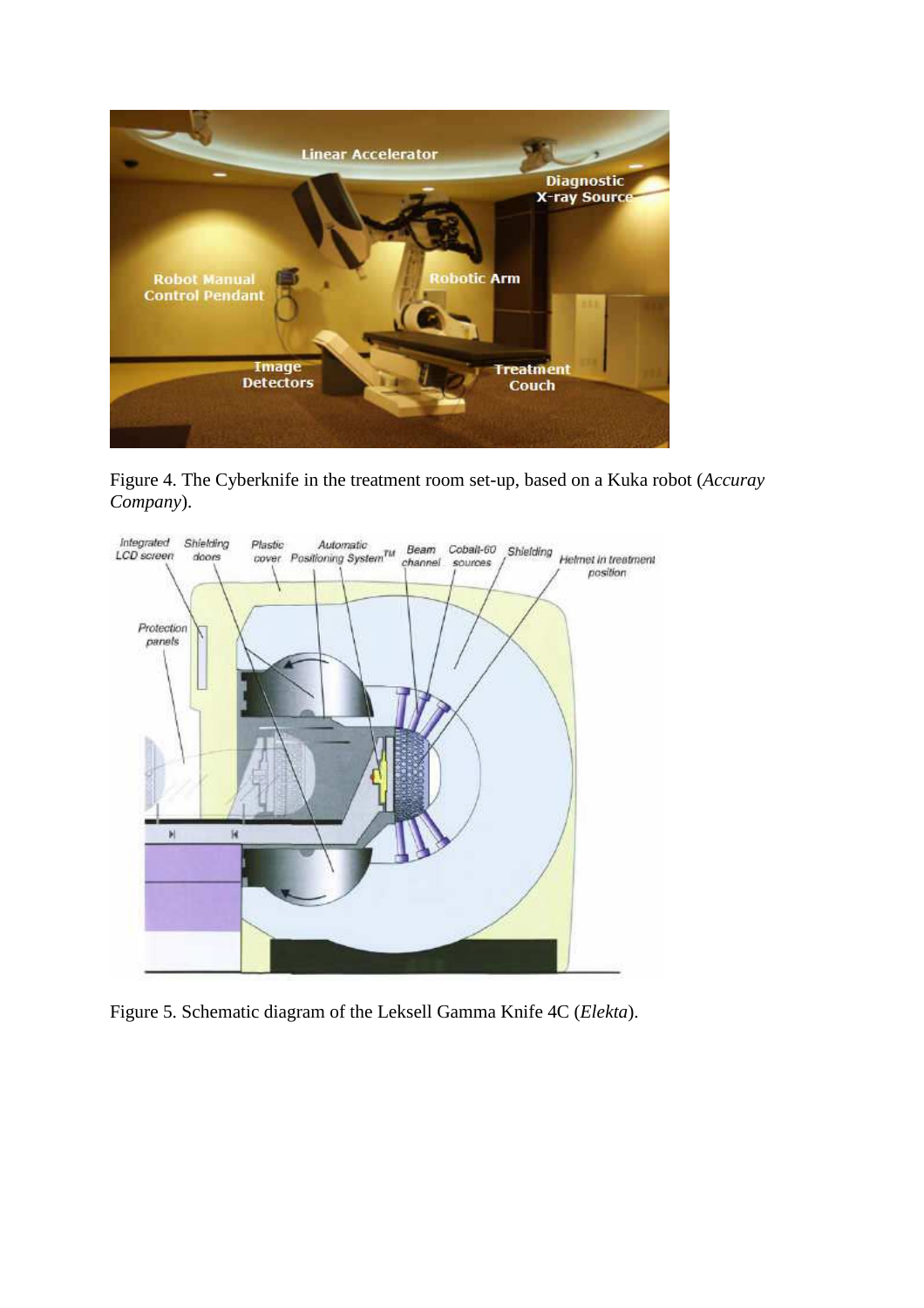Figure 4. The Cyberknife in the treatment room set-up, based on a Kuka robot (*Accuray Company*).

Figure 5. Schematic diagram of the Leksell Gamma Knife 4C (*Elekta*).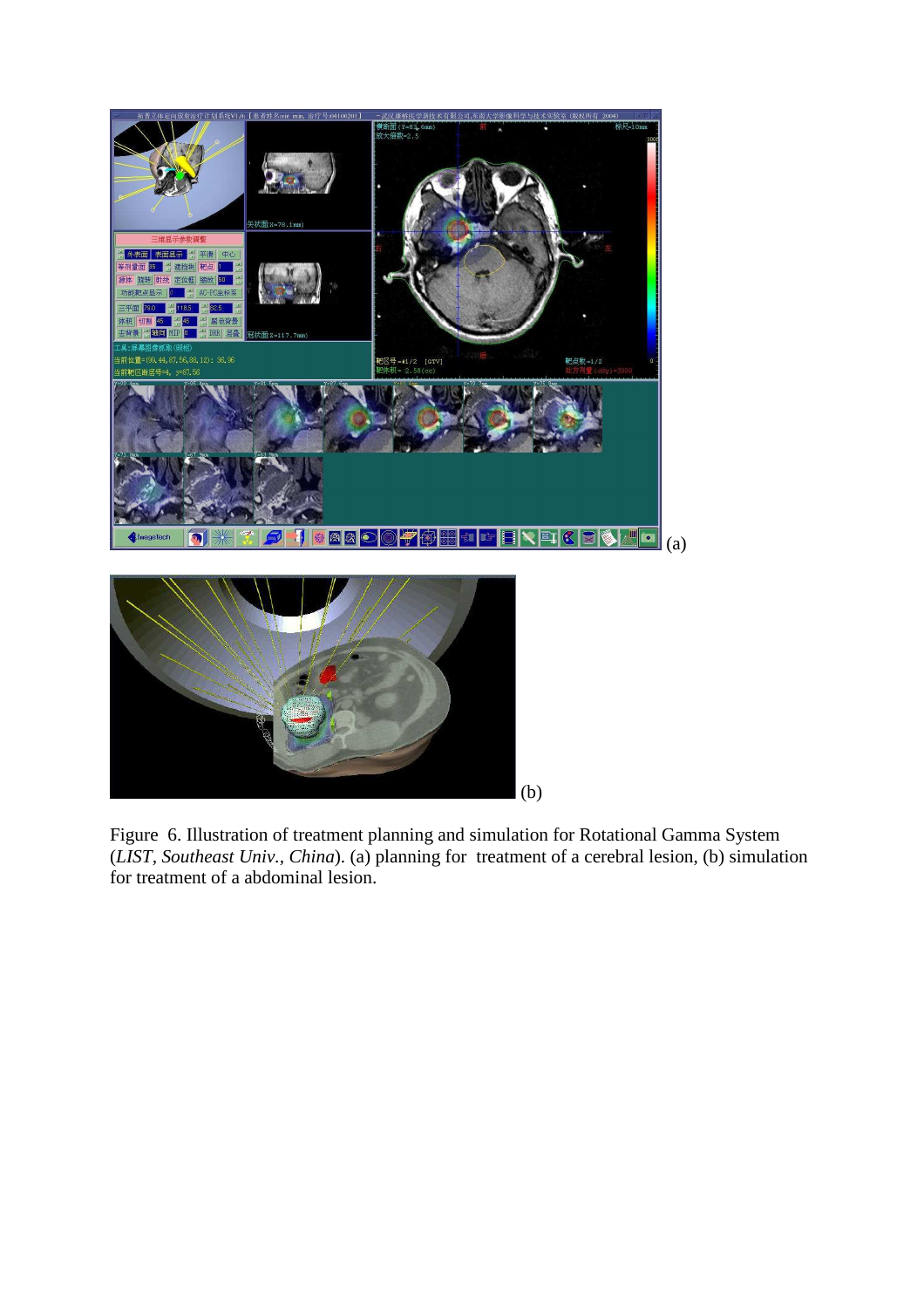(a)

(b)

Figure 6. Illustration of treatment planning and simulation for Rotational Gamma System (*LIST*, *Southeast Univ.*, *China*). (a) planning for treatment of a cerebral lesion, (b) simulation for treatment of a abdominal lesion.